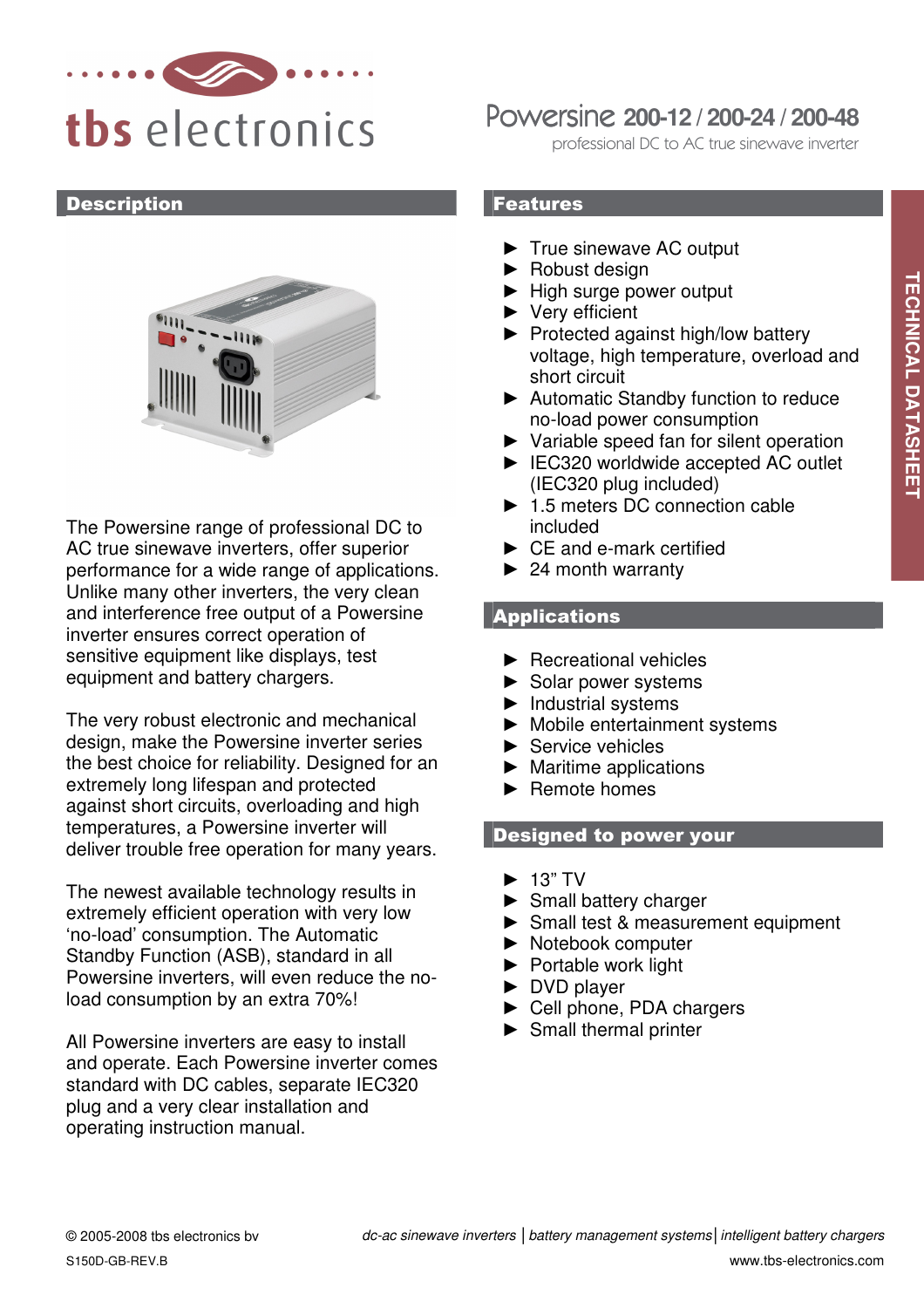tbs electronics

# Powersine 200-12 / 200-24 / 200-48

professional DC to AC true sinewave inverter

TECHNICAL DATASHEET

## Description

The Powersine range of professional DC to AC true sinewave inverters, offer superior performance for a wide range of applications. Unlike many other inverters, the very clean and interference free output of a Powersine inverter ensures correct operation of sensitive equipment like displays, test equipment and battery chargers.

The very robust electronic and mechanical design, make the Powersine inverter series the best choice for reliability. Designed for an extremely long lifespan and protected against short circuits, overloading and high temperatures, a Powersine inverter will deliver trouble free operation for many years.

The newest available technology results in extremely efficient operation with very low 'no-load' consumption. The Automatic Standby Function (ASB), standard in all Powersine inverters, will even reduce the no-load consumption by an extra 70%!

All Powersine inverters are easy to install and operate. Each Powersine inverter comes standard with DC cables, separate IEC320 plug and a very clear installation and operating instruction manual.

## Features

- True sinewave AC output
- Robust design
- High surge power output
- Very efficient
- Protected against high/low battery voltage, high temperature, overload and short circuit
- Automatic Standby function to reduce no-load power consumption
- Variable speed fan for silent operation
- IEC320 worldwide accepted AC outlet (IEC320 plug included)
- 1.5 meters DC connection cable included
- CE and e-mark certified
- 24 month warranty

## Applications

- Recreational vehicles
- Solar power systems
- Industrial systems
- Mobile entertainment systems
- Service vehicles
- Maritime applications
- Remote homes

## Designed to power your

- 13" TV
- Small battery charger
- Small test & measurement equipment
- Notebook computer
- Portable work light
- DVD player
- Cell phone, PDA chargers
- Small thermal printer

© 2005-2008 tbs electronics bv

S150D-GB-REV.B

*dc-ac sinewave inverters | battery management systems | intelligent battery chargers*

www.tbs-electronics.com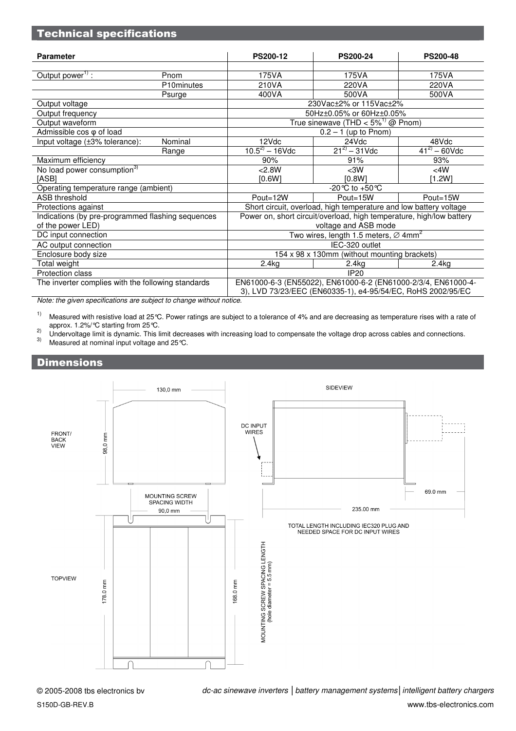## Technical specifications

| Parameter | | PS200-12 | PS200-24 | PS200-48 |
|---|---|---|---|---|
| Output power[1] : | Pnom | 175VA | 175VA | 175VA |
| | P10minutes | 210VA | 220VA | 220VA |
| | Psurge | 400VA | 500VA | 500VA |
| Output voltage | | 230Vac±2% or 115Vac±2% | | |
| Output frequency | | 50Hz±0.05% or 60Hz±0.05% | | |
| Output waveform | | True sinewave (THD < 5%[1] @ Pnom) | | |
| Admissible cos φ of load | | 0.2 – 1 (up to Pnom) | | |
| Input voltage (±3% tolerance): | Nominal | 12Vdc | 24Vdc | 48Vdc |
| | Range | 10.5[2] – 16Vdc | 21[2] – 31Vdc | 41[2] – 60Vdc |
| Maximum efficiency | | 90% | 91% | 93% |
| No load power consumption[3] [ASB] | | <2.8W [0.6W] | <3W [0.8W] | <4W [1.2W] |
| Operating temperature range (ambient) | | -20℃ to +50℃ | | |
| ASB threshold | | Pout=12W | Pout=15W | Pout=15W |
| Protections against | | Short circuit, overload, high temperature and low battery voltage | | |
| Indications (by pre-programmed flashing sequences of the power LED) | | Power on, short circuit/overload, high temperature, high/low battery voltage and ASB mode | | |
| DC input connection | | Two wires, length 1.5 meters, ∅ 4mm$^2$ | | |
| AC output connection | | IEC-320 outlet | | |
| Enclosure body size | | 154 x 98 x 130mm (without mounting brackets) | | |
| Total weight | | 2.4kg | 2.4kg | 2.4kg |
| Protection class | | IP20 | | |
| The inverter complies with the following standards | | EN61000-6-3 (EN55022), EN61000-6-2 (EN61000-2/3/4, EN61000-4-3), LVD 73/23/EEC (EN60335-1), e4-95/54/EC, RoHS 2002/95/EC | | |

*Note: the given specifications are subject to change without notice.*

1) Measured with resistive load at 25℃. Power ratings are subject to a tolerance of 4% and are decreasing as temperature rises with a rate of approx. 1.2%/℃ starting from 25℃.
2) Undervoltage limit is dynamic. This limit decreases with increasing load to compensate the voltage drop across cables and connections.
3) Measured at nominal input voltage and 25℃.

## Dimensions

130,0 mm

FRONT/ BACK VIEW

98,0 mm

SIDEVIEW

DC INPUT WIRES

69.0 mm

235.00 mm

TOTAL LENGTH INCLUDING IEC320 PLUG AND NEEDED SPACE FOR DC INPUT WIRES

MOUNTING SCREW SPACING WIDTH

90,0 mm

TOPVIEW

178.0 mm

168.0 mm

MOUNTING SCREW SPACING LENGTH (hole diameter = 5.5 mm)

© 2005-2008 tbs electronics bv

*dc-ac sinewave inverters | battery management systems | intelligent battery chargers*

S150D-GB-REV.B

www.tbs-electronics.com